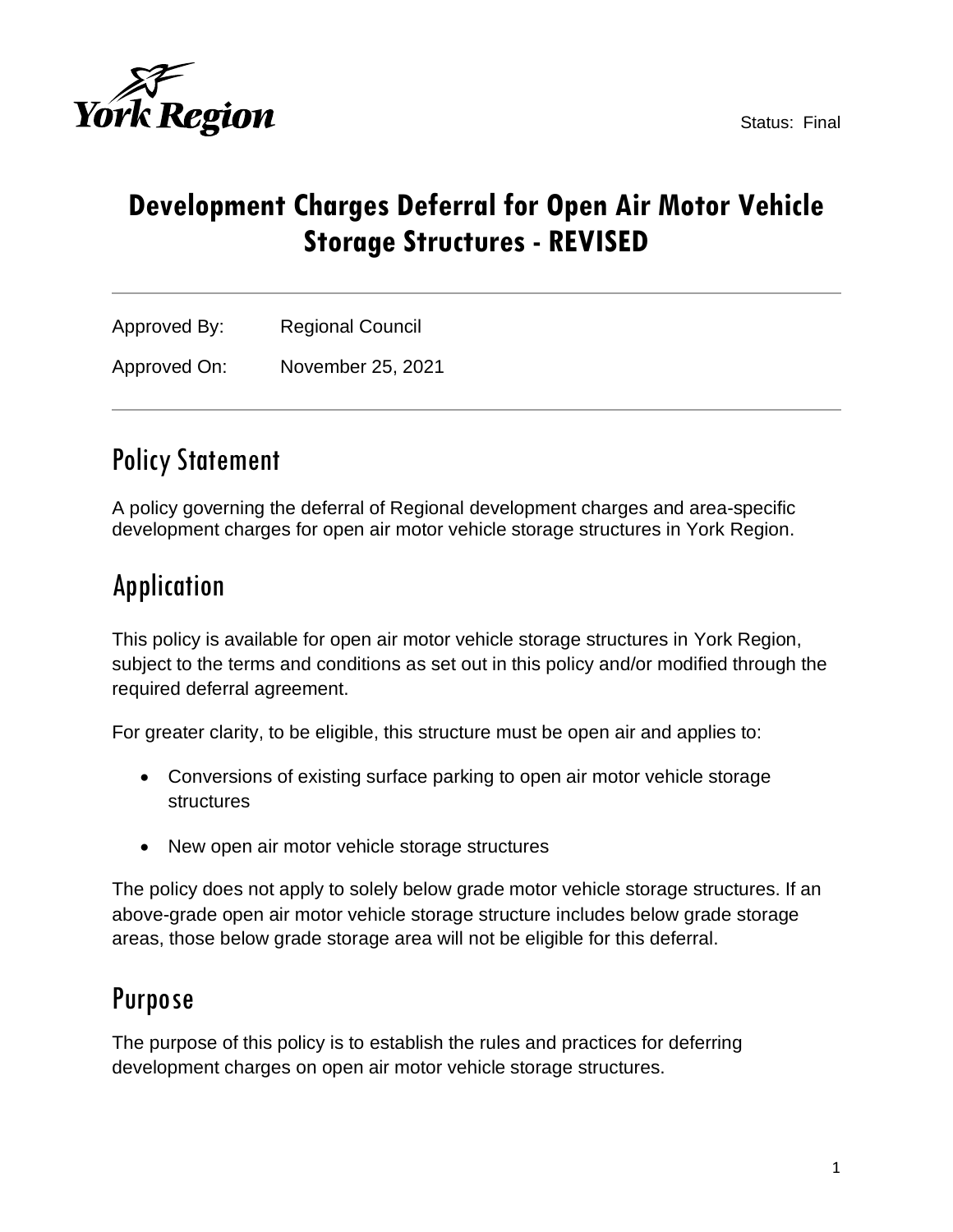Status: Final

# Development Charges Deferral for Open Air Motor Vehicle Storage Structures - REVISED

---

Approved By: Regional Council

Approved On: November 25, 2021

---

## Policy Statement

A policy governing the deferral of Regional development charges and area-specific development charges for open air motor vehicle storage structures in York Region.

## Application

This policy is available for open air motor vehicle storage structures in York Region, subject to the terms and conditions as set out in this policy and/or modified through the required deferral agreement.

For greater clarity, to be eligible, this structure must be open air and applies to:

- Conversions of existing surface parking to open air motor vehicle storage structures
- New open air motor vehicle storage structures

The policy does not apply to solely below grade motor vehicle storage structures. If an above-grade open air motor vehicle storage structure includes below grade storage areas, those below grade storage area will not be eligible for this deferral.

## Purpose

The purpose of this policy is to establish the rules and practices for deferring development charges on open air motor vehicle storage structures.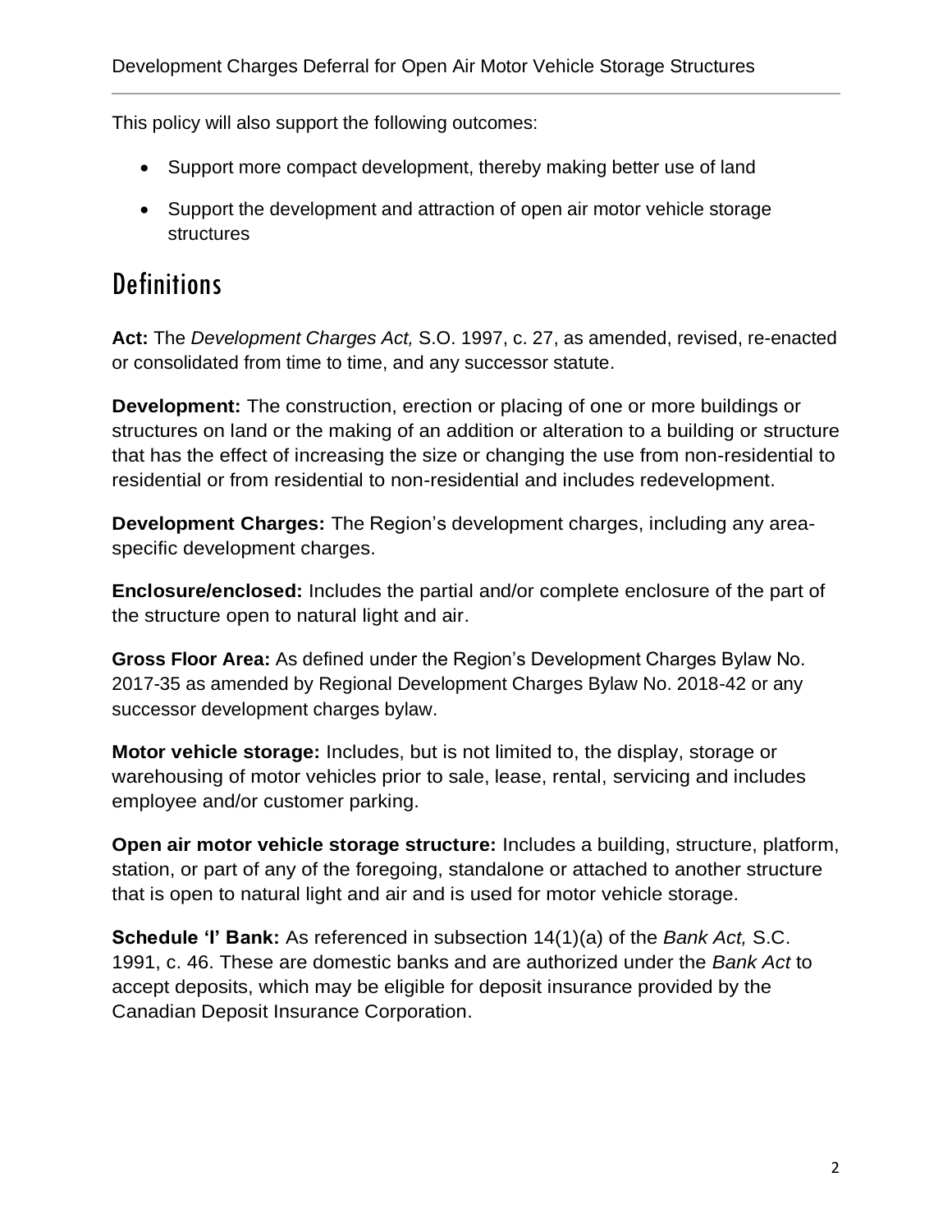This policy will also support the following outcomes:

- Support more compact development, thereby making better use of land
- Support the development and attraction of open air motor vehicle storage structures

## Definitions

**Act:** The *Development Charges Act,* S.O. 1997, c. 27, as amended, revised, re-enacted or consolidated from time to time, and any successor statute.

**Development:** The construction, erection or placing of one or more buildings or structures on land or the making of an addition or alteration to a building or structure that has the effect of increasing the size or changing the use from non-residential to residential or from residential to non-residential and includes redevelopment.

**Development Charges:** The Region's development charges, including any area-specific development charges.

**Enclosure/enclosed:** Includes the partial and/or complete enclosure of the part of the structure open to natural light and air.

**Gross Floor Area:** As defined under the Region's Development Charges Bylaw No. 2017-35 as amended by Regional Development Charges Bylaw No. 2018-42 or any successor development charges bylaw.

**Motor vehicle storage:** Includes, but is not limited to, the display, storage or warehousing of motor vehicles prior to sale, lease, rental, servicing and includes employee and/or customer parking.

**Open air motor vehicle storage structure:** Includes a building, structure, platform, station, or part of any of the foregoing, standalone or attached to another structure that is open to natural light and air and is used for motor vehicle storage.

**Schedule 'I' Bank:** As referenced in subsection 14(1)(a) of the *Bank Act,* S.C. 1991, c. 46. These are domestic banks and are authorized under the *Bank Act* to accept deposits, which may be eligible for deposit insurance provided by the Canadian Deposit Insurance Corporation.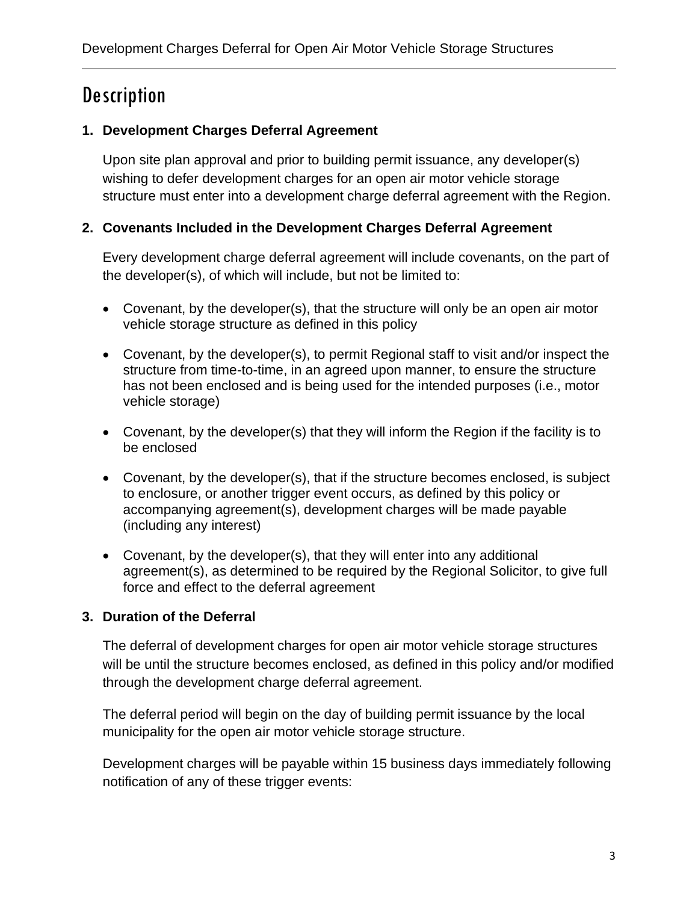# Description

### 1. Development Charges Deferral Agreement

Upon site plan approval and prior to building permit issuance, any developer(s) wishing to defer development charges for an open air motor vehicle storage structure must enter into a development charge deferral agreement with the Region.

### 2. Covenants Included in the Development Charges Deferral Agreement

Every development charge deferral agreement will include covenants, on the part of the developer(s), of which will include, but not be limited to:

- Covenant, by the developer(s), that the structure will only be an open air motor vehicle storage structure as defined in this policy
- Covenant, by the developer(s), to permit Regional staff to visit and/or inspect the structure from time-to-time, in an agreed upon manner, to ensure the structure has not been enclosed and is being used for the intended purposes (i.e., motor vehicle storage)
- Covenant, by the developer(s) that they will inform the Region if the facility is to be enclosed
- Covenant, by the developer(s), that if the structure becomes enclosed, is subject to enclosure, or another trigger event occurs, as defined by this policy or accompanying agreement(s), development charges will be made payable (including any interest)
- Covenant, by the developer(s), that they will enter into any additional agreement(s), as determined to be required by the Regional Solicitor, to give full force and effect to the deferral agreement

### 3. Duration of the Deferral

The deferral of development charges for open air motor vehicle storage structures will be until the structure becomes enclosed, as defined in this policy and/or modified through the development charge deferral agreement.

The deferral period will begin on the day of building permit issuance by the local municipality for the open air motor vehicle storage structure.

Development charges will be payable within 15 business days immediately following notification of any of these trigger events: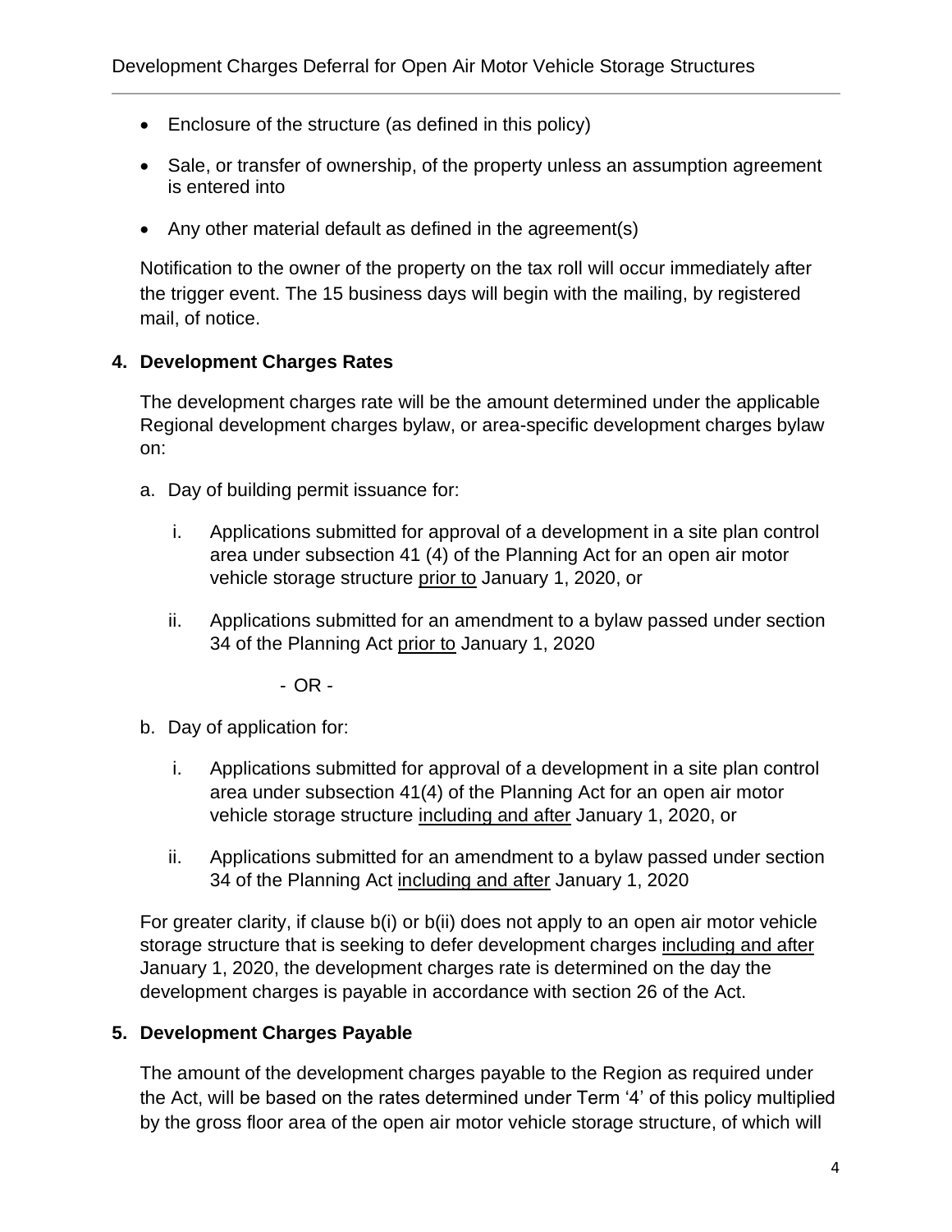- Enclosure of the structure (as defined in this policy)
- Sale, or transfer of ownership, of the property unless an assumption agreement is entered into
- Any other material default as defined in the agreement(s)

Notification to the owner of the property on the tax roll will occur immediately after the trigger event. The 15 business days will begin with the mailing, by registered mail, of notice.

## 4. Development Charges Rates

The development charges rate will be the amount determined under the applicable Regional development charges bylaw, or area-specific development charges bylaw on:

a. Day of building permit issuance for:

   i. Applications submitted for approval of a development in a site plan control area under subsection 41 (4) of the Planning Act for an open air motor vehicle storage structure <u>prior to</u> January 1, 2020, or

   ii. Applications submitted for an amendment to a bylaw passed under section 34 of the Planning Act <u>prior to</u> January 1, 2020

- OR -

b. Day of application for:

   i. Applications submitted for approval of a development in a site plan control area under subsection 41(4) of the Planning Act for an open air motor vehicle storage structure <u>including and after</u> January 1, 2020, or

   ii. Applications submitted for an amendment to a bylaw passed under section 34 of the Planning Act <u>including and after</u> January 1, 2020

For greater clarity, if clause b(i) or b(ii) does not apply to an open air motor vehicle storage structure that is seeking to defer development charges <u>including and after</u> January 1, 2020, the development charges rate is determined on the day the development charges is payable in accordance with section 26 of the Act.

## 5. Development Charges Payable

The amount of the development charges payable to the Region as required under the Act, will be based on the rates determined under Term '4' of this policy multiplied by the gross floor area of the open air motor vehicle storage structure, of which will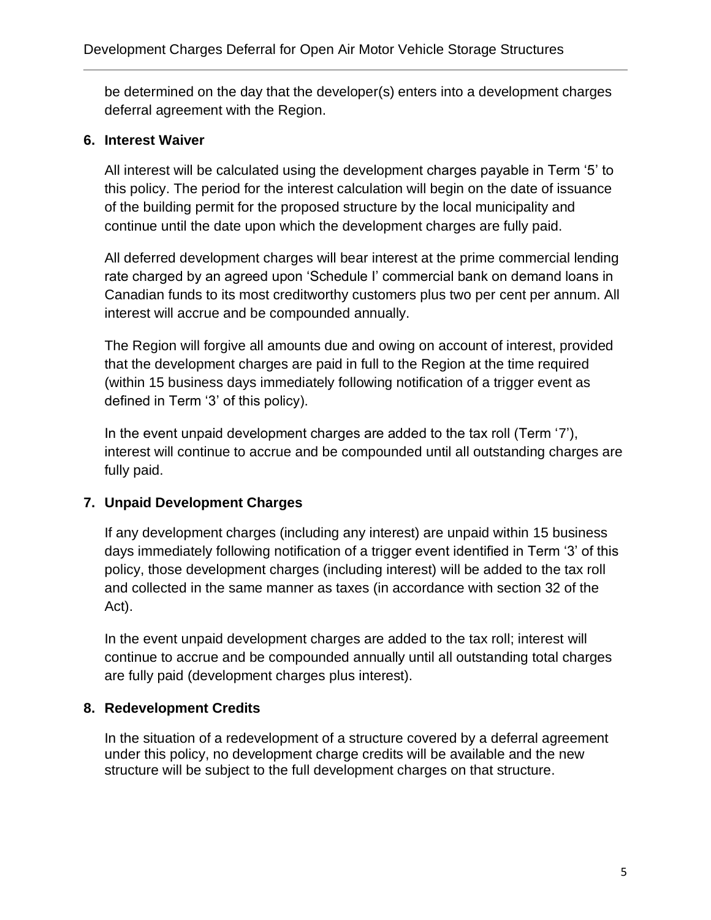be determined on the day that the developer(s) enters into a development charges deferral agreement with the Region.

## 6. Interest Waiver

All interest will be calculated using the development charges payable in Term '5' to this policy. The period for the interest calculation will begin on the date of issuance of the building permit for the proposed structure by the local municipality and continue until the date upon which the development charges are fully paid.

All deferred development charges will bear interest at the prime commercial lending rate charged by an agreed upon 'Schedule I' commercial bank on demand loans in Canadian funds to its most creditworthy customers plus two per cent per annum. All interest will accrue and be compounded annually.

The Region will forgive all amounts due and owing on account of interest, provided that the development charges are paid in full to the Region at the time required (within 15 business days immediately following notification of a trigger event as defined in Term '3' of this policy).

In the event unpaid development charges are added to the tax roll (Term '7'), interest will continue to accrue and be compounded until all outstanding charges are fully paid.

## 7. Unpaid Development Charges

If any development charges (including any interest) are unpaid within 15 business days immediately following notification of a trigger event identified in Term '3' of this policy, those development charges (including interest) will be added to the tax roll and collected in the same manner as taxes (in accordance with section 32 of the Act).

In the event unpaid development charges are added to the tax roll; interest will continue to accrue and be compounded annually until all outstanding total charges are fully paid (development charges plus interest).

## 8. Redevelopment Credits

In the situation of a redevelopment of a structure covered by a deferral agreement under this policy, no development charge credits will be available and the new structure will be subject to the full development charges on that structure.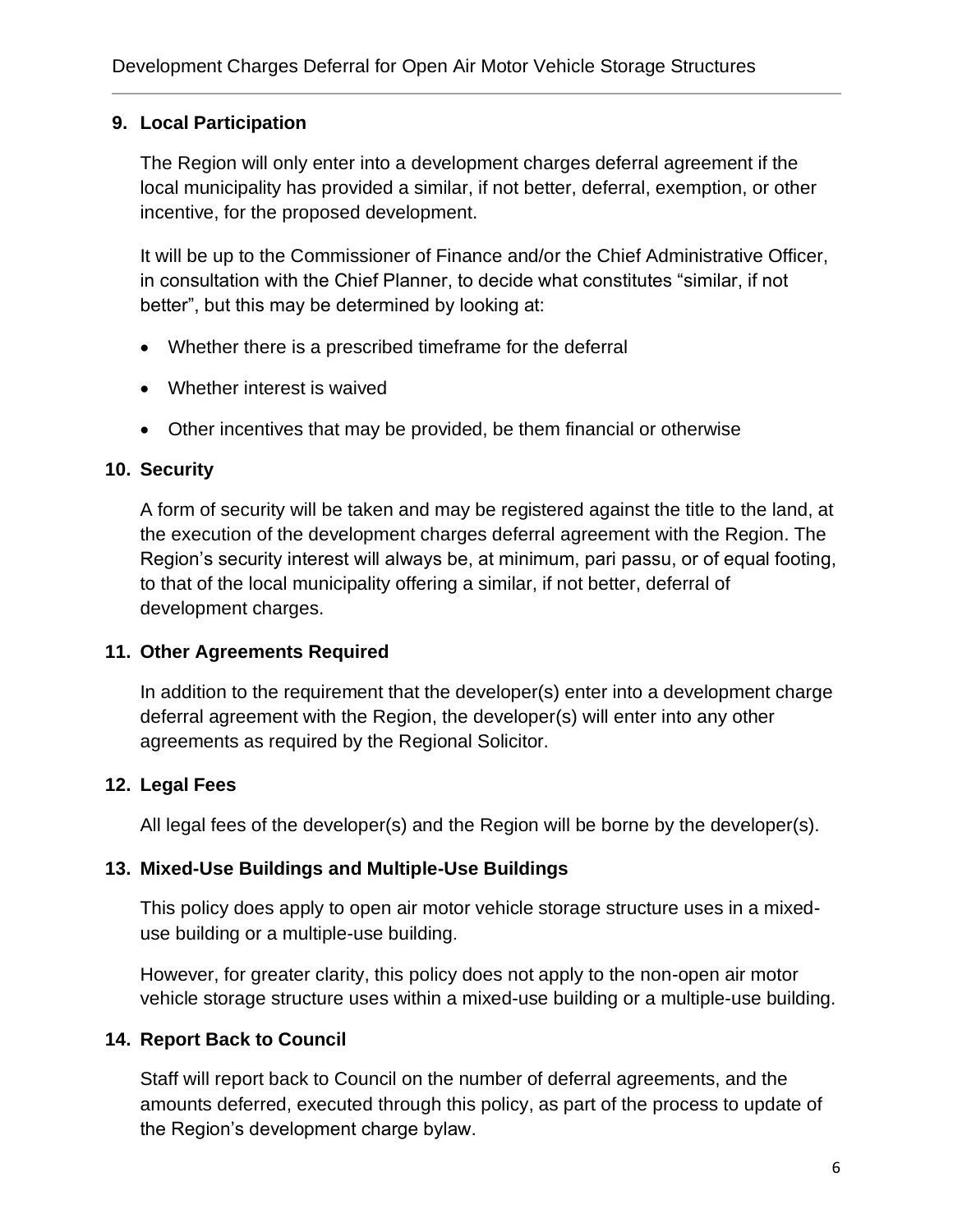## 9. Local Participation

The Region will only enter into a development charges deferral agreement if the local municipality has provided a similar, if not better, deferral, exemption, or other incentive, for the proposed development.

It will be up to the Commissioner of Finance and/or the Chief Administrative Officer, in consultation with the Chief Planner, to decide what constitutes "similar, if not better", but this may be determined by looking at:

- Whether there is a prescribed timeframe for the deferral
- Whether interest is waived
- Other incentives that may be provided, be them financial or otherwise

## 10. Security

A form of security will be taken and may be registered against the title to the land, at the execution of the development charges deferral agreement with the Region. The Region's security interest will always be, at minimum, pari passu, or of equal footing, to that of the local municipality offering a similar, if not better, deferral of development charges.

## 11. Other Agreements Required

In addition to the requirement that the developer(s) enter into a development charge deferral agreement with the Region, the developer(s) will enter into any other agreements as required by the Regional Solicitor.

## 12. Legal Fees

All legal fees of the developer(s) and the Region will be borne by the developer(s).

## 13. Mixed-Use Buildings and Multiple-Use Buildings

This policy does apply to open air motor vehicle storage structure uses in a mixed-use building or a multiple-use building.

However, for greater clarity, this policy does not apply to the non-open air motor vehicle storage structure uses within a mixed-use building or a multiple-use building.

## 14. Report Back to Council

Staff will report back to Council on the number of deferral agreements, and the amounts deferred, executed through this policy, as part of the process to update of the Region's development charge bylaw.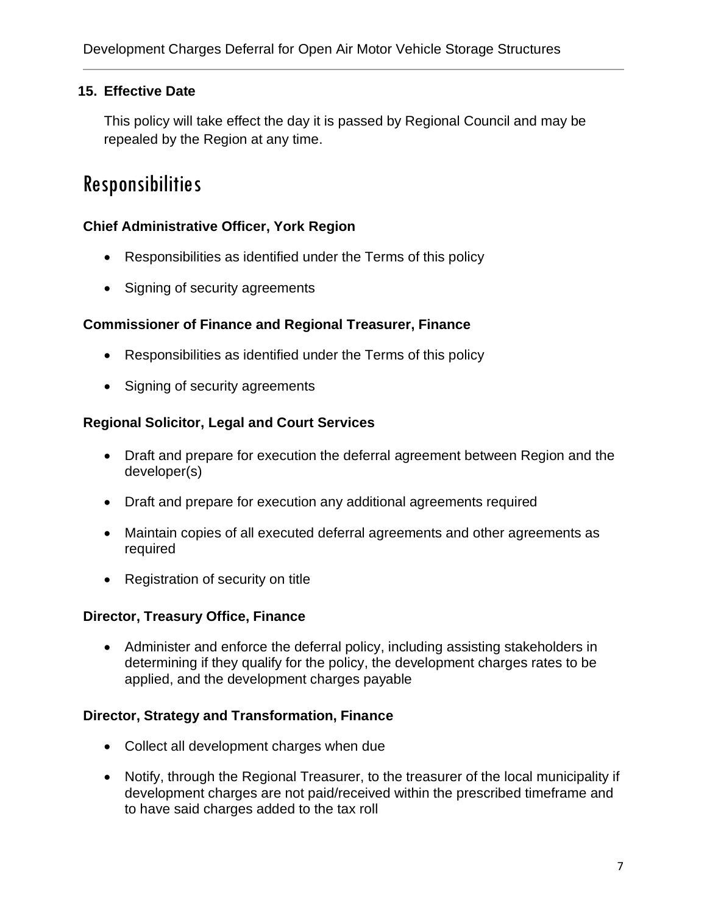### 15. Effective Date

This policy will take effect the day it is passed by Regional Council and may be repealed by the Region at any time.

# Responsibilities

**Chief Administrative Officer, York Region**

- Responsibilities as identified under the Terms of this policy
- Signing of security agreements

**Commissioner of Finance and Regional Treasurer, Finance**

- Responsibilities as identified under the Terms of this policy
- Signing of security agreements

**Regional Solicitor, Legal and Court Services**

- Draft and prepare for execution the deferral agreement between Region and the developer(s)
- Draft and prepare for execution any additional agreements required
- Maintain copies of all executed deferral agreements and other agreements as required
- Registration of security on title

**Director, Treasury Office, Finance**

- Administer and enforce the deferral policy, including assisting stakeholders in determining if they qualify for the policy, the development charges rates to be applied, and the development charges payable

**Director, Strategy and Transformation, Finance**

- Collect all development charges when due
- Notify, through the Regional Treasurer, to the treasurer of the local municipality if development charges are not paid/received within the prescribed timeframe and to have said charges added to the tax roll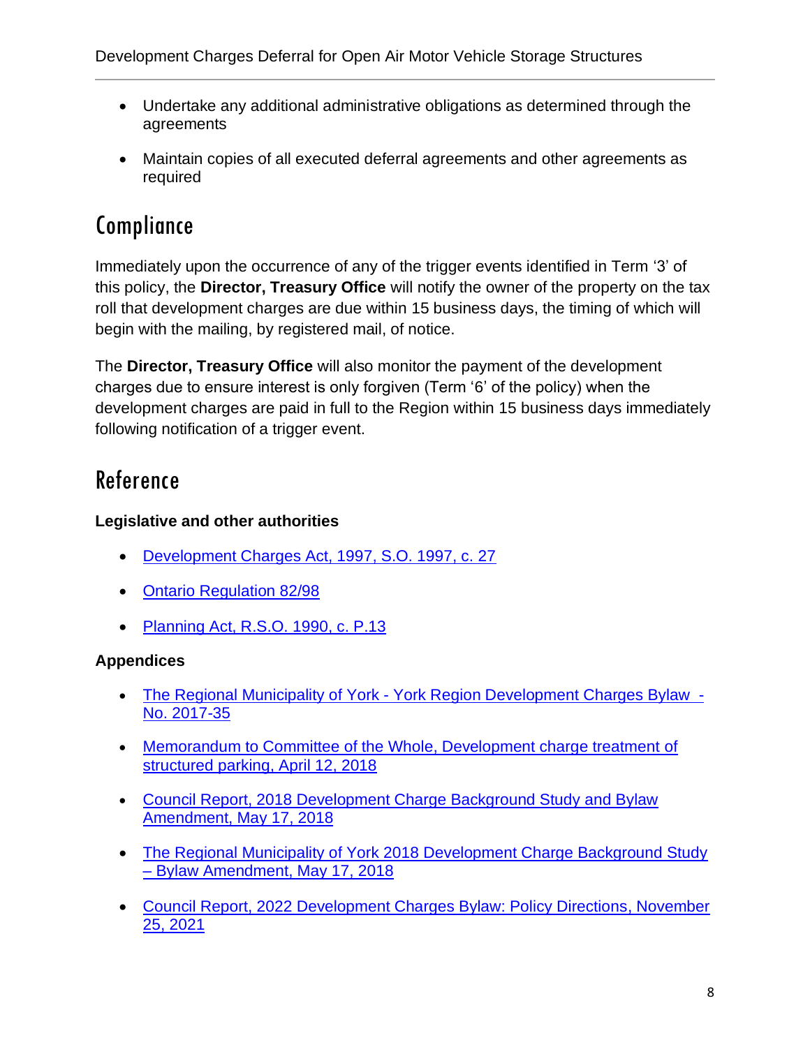- Undertake any additional administrative obligations as determined through the agreements
- Maintain copies of all executed deferral agreements and other agreements as required

## Compliance

Immediately upon the occurrence of any of the trigger events identified in Term '3' of this policy, the **Director, Treasury Office** will notify the owner of the property on the tax roll that development charges are due within 15 business days, the timing of which will begin with the mailing, by registered mail, of notice.

The **Director, Treasury Office** will also monitor the payment of the development charges due to ensure interest is only forgiven (Term '6' of the policy) when the development charges are paid in full to the Region within 15 business days immediately following notification of a trigger event.

## Reference

**Legislative and other authorities**

- Development Charges Act, 1997, S.O. 1997, c. 27
- Ontario Regulation 82/98
- Planning Act, R.S.O. 1990, c. P.13

**Appendices**

- The Regional Municipality of York - York Region Development Charges Bylaw - No. 2017-35
- Memorandum to Committee of the Whole, Development charge treatment of structured parking, April 12, 2018
- Council Report, 2018 Development Charge Background Study and Bylaw Amendment, May 17, 2018
- The Regional Municipality of York 2018 Development Charge Background Study – Bylaw Amendment, May 17, 2018
- Council Report, 2022 Development Charges Bylaw: Policy Directions, November 25, 2021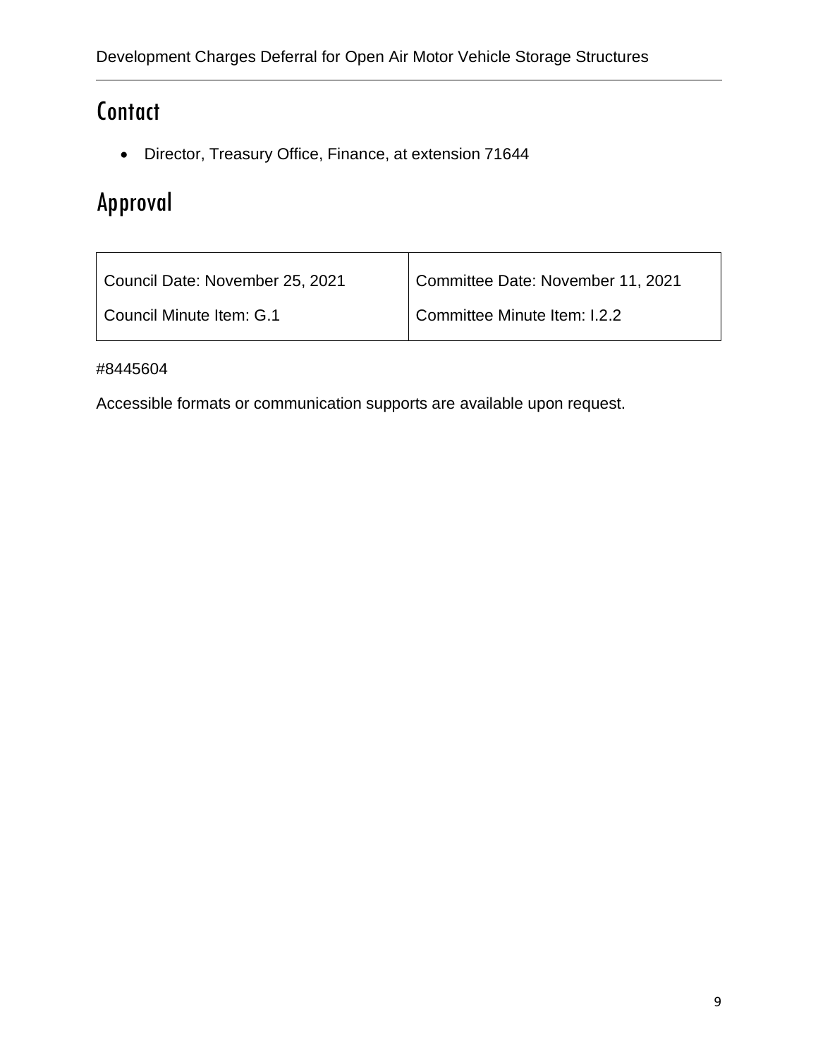## Contact

- Director, Treasury Office, Finance, at extension 71644

## Approval

| | |
|---|---|
| Council Date: November 25, 2021<br>Council Minute Item: G.1 | Committee Date: November 11, 2021<br>Committee Minute Item: I.2.2 |

#8445604

Accessible formats or communication supports are available upon request.